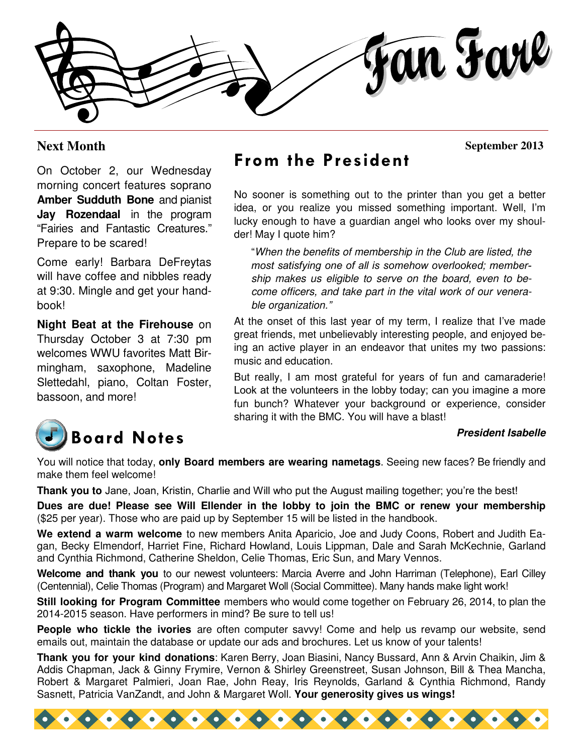# Fan Fare

September 2013

## Next Month

On October 2, our Wednesday morning concert features soprano **Amber Sudduth Bone** and pianist **Jay Rozendaal** in the program "Fairies and Fantastic Creatures." Prepare to be scared!

Come early! Barbara DeFreytas will have coffee and nibbles ready at 9:30. Mingle and get your handbook!

**Night Beat at the Firehouse** on Thursday October 3 at 7:30 pm welcomes WWU favorites Matt Birmingham, saxophone, Madeline Slettedahl, piano, Coltan Foster, bassoon, and more!

## From the President

No sooner is something out to the printer than you get a better idea, or you realize you missed something important. Well, I'm lucky enough to have a guardian angel who looks over my shoulder! May I quote him?

> "*When the benefits of membership in the Club are listed, the most satisfying one of all is somehow overlooked; membership makes us eligible to serve on the board, even to become officers, and take part in the vital work of our venerable organization."*

At the onset of this last year of my term, I realize that I've made great friends, met unbelievably interesting people, and enjoyed being an active player in an endeavor that unites my two passions: music and education.

But really, I am most grateful for years of fun and camaraderie! Look at the volunteers in the lobby today; can you imagine a more fun bunch? Whatever your background or experience, consider sharing it with the BMC. You will have a blast!

***President Isabelle***

## Board Notes

You will notice that today, **only Board members are wearing nametags**. Seeing new faces? Be friendly and make them feel welcome!

**Thank you to** Jane, Joan, Kristin, Charlie and Will who put the August mailing together; you're the best!

**Dues are due! Please see Will Ellender in the lobby to join the BMC or renew your membership** ($25 per year). Those who are paid up by September 15 will be listed in the handbook.

**We extend a warm welcome** to new members Anita Aparicio, Joe and Judy Coons, Robert and Judith Eagan, Becky Elmendorf, Harriet Fine, Richard Howland, Louis Lippman, Dale and Sarah McKechnie, Garland and Cynthia Richmond, Catherine Sheldon, Celie Thomas, Eric Sun, and Mary Vennos.

**Welcome and thank you** to our newest volunteers: Marcia Averre and John Harriman (Telephone), Earl Cilley (Centennial), Celie Thomas (Program) and Margaret Woll (Social Committee). Many hands make light work!

**Still looking for Program Committee** members who would come together on February 26, 2014, to plan the 2014-2015 season. Have performers in mind? Be sure to tell us!

**People who tickle the ivories** are often computer savvy! Come and help us revamp our website, send emails out, maintain the database or update our ads and brochures. Let us know of your talents!

**Thank you for your kind donations**: Karen Berry, Joan Biasini, Nancy Bussard, Ann & Arvin Chaikin, Jim & Addis Chapman, Jack & Ginny Frymire, Vernon & Shirley Greenstreet, Susan Johnson, Bill & Thea Mancha, Robert & Margaret Palmieri, Joan Rae, John Reay, Iris Reynolds, Garland & Cynthia Richmond, Randy Sasnett, Patricia VanZandt, and John & Margaret Woll. **Your generosity gives us wings!**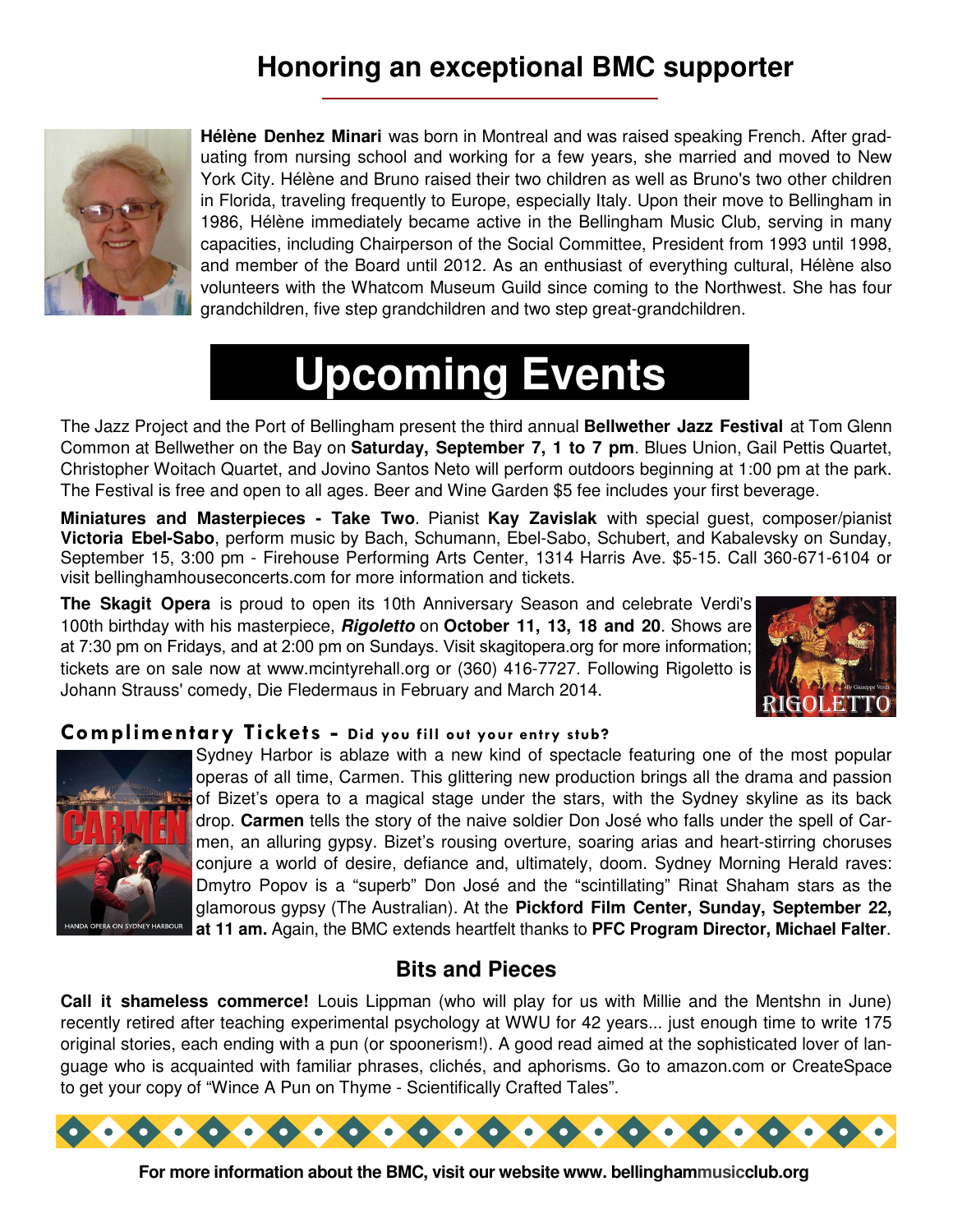## Honoring an exceptional BMC supporter

**Hélène Denhez Minari** was born in Montreal and was raised speaking French. After graduating from nursing school and working for a few years, she married and moved to New York City. Hélène and Bruno raised their two children as well as Bruno's two other children in Florida, traveling frequently to Europe, especially Italy. Upon their move to Bellingham in 1986, Hélène immediately became active in the Bellingham Music Club, serving in many capacities, including Chairperson of the Social Committee, President from 1993 until 1998, and member of the Board until 2012. As an enthusiast of everything cultural, Hélène also volunteers with the Whatcom Museum Guild since coming to the Northwest. She has four grandchildren, five step grandchildren and two step great-grandchildren.

# Upcoming Events

The Jazz Project and the Port of Bellingham present the third annual **Bellwether Jazz Festival** at Tom Glenn Common at Bellwether on the Bay on **Saturday, September 7, 1 to 7 pm**. Blues Union, Gail Pettis Quartet, Christopher Woitach Quartet, and Jovino Santos Neto will perform outdoors beginning at 1:00 pm at the park. The Festival is free and open to all ages. Beer and Wine Garden $5 fee includes your first beverage.

**Miniatures and Masterpieces - Take Two**. Pianist **Kay Zavislak** with special guest, composer/pianist **Victoria Ebel-Sabo**, perform music by Bach, Schumann, Ebel-Sabo, Schubert, and Kabalevsky on Sunday, September 15, 3:00 pm - Firehouse Performing Arts Center, 1314 Harris Ave. $5-15. Call 360-671-6104 or visit bellinghamhouseconcerts.com for more information and tickets.

**The Skagit Opera** is proud to open its 10th Anniversary Season and celebrate Verdi's 100th birthday with his masterpiece, ***Rigoletto*** on **October 11, 13, 18 and 20**. Shows are at 7:30 pm on Fridays, and at 2:00 pm on Sundays. Visit skagitopera.org for more information; tickets are on sale now at www.mcintyrehall.org or (360) 416-7727. Following Rigoletto is Johann Strauss' comedy, Die Fledermaus in February and March 2014.

### Complimentary Tickets - Did you fill out your entry stub?

Sydney Harbor is ablaze with a new kind of spectacle featuring one of the most popular operas of all time, Carmen. This glittering new production brings all the drama and passion of Bizet's opera to a magical stage under the stars, with the Sydney skyline as its back drop. **Carmen** tells the story of the naive soldier Don José who falls under the spell of Carmen, an alluring gypsy. Bizet's rousing overture, soaring arias and heart-stirring choruses conjure a world of desire, defiance and, ultimately, doom. Sydney Morning Herald raves: Dmytro Popov is a "superb" Don José and the "scintillating" Rinat Shaham stars as the glamorous gypsy (The Australian). At the **Pickford Film Center, Sunday, September 22, at 11 am.** Again, the BMC extends heartfelt thanks to **PFC Program Director, Michael Falter**.

## Bits and Pieces

**Call it shameless commerce!** Louis Lippman (who will play for us with Millie and the Mentshn in June) recently retired after teaching experimental psychology at WWU for 42 years... just enough time to write 175 original stories, each ending with a pun (or spoonerism!). A good read aimed at the sophisticated lover of language who is acquainted with familiar phrases, clichés, and aphorisms. Go to amazon.com or CreateSpace to get your copy of "Wince A Pun on Thyme - Scientifically Crafted Tales".

**For more information about the BMC, visit our website www. bellinghammusicclub.org**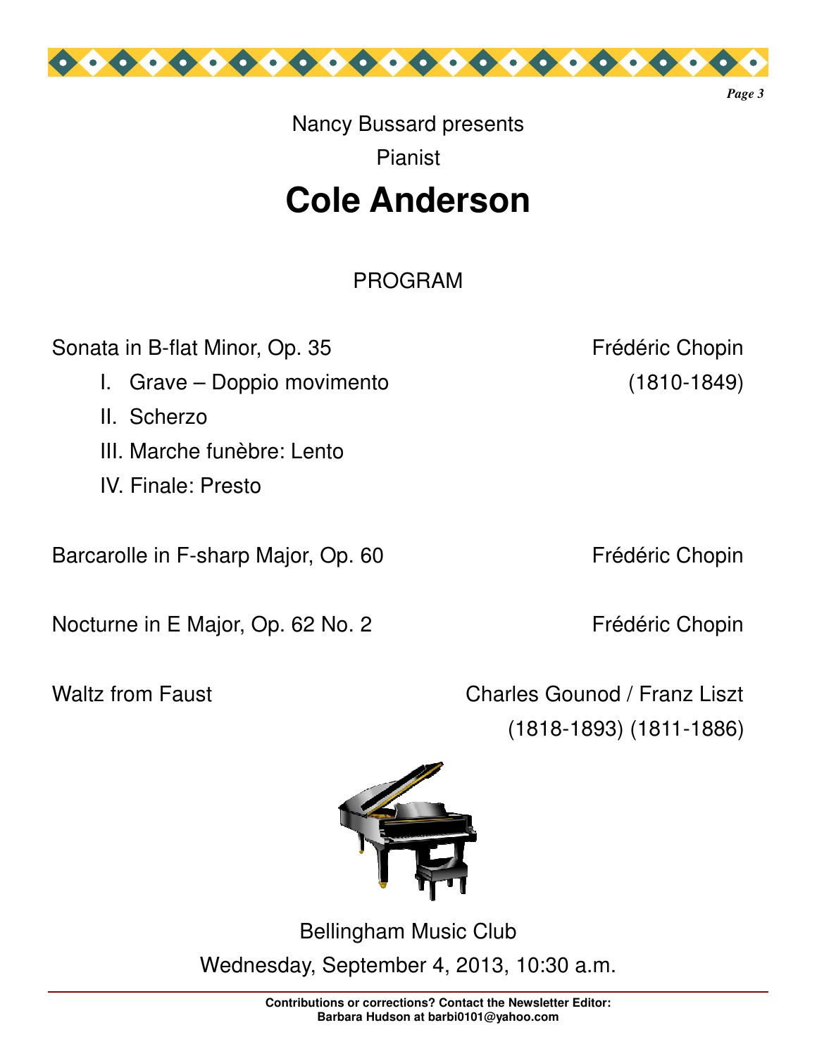Nancy Bussard presents

Pianist

# Cole Anderson

## PROGRAM

| | |
|---|---|
| Sonata in B-flat Minor, Op. 35 | Frédéric Chopin |
| I. Grave – Doppio movimento | (1810-1849) |
| II. Scherzo | |
| III. Marche funèbre: Lento | |
| IV. Finale: Presto | |
| Barcarolle in F-sharp Major, Op. 60 | Frédéric Chopin |
| Nocturne in E Major, Op. 62 No. 2 | Frédéric Chopin |
| Waltz from Faust | Charles Gounod / Franz Liszt (1818-1893) (1811-1886) |

Bellingham Music Club

Wednesday, September 4, 2013, 10:30 a.m.

**Contributions or corrections? Contact the Newsletter Editor: Barbara Hudson at barbi0101@yahoo.com**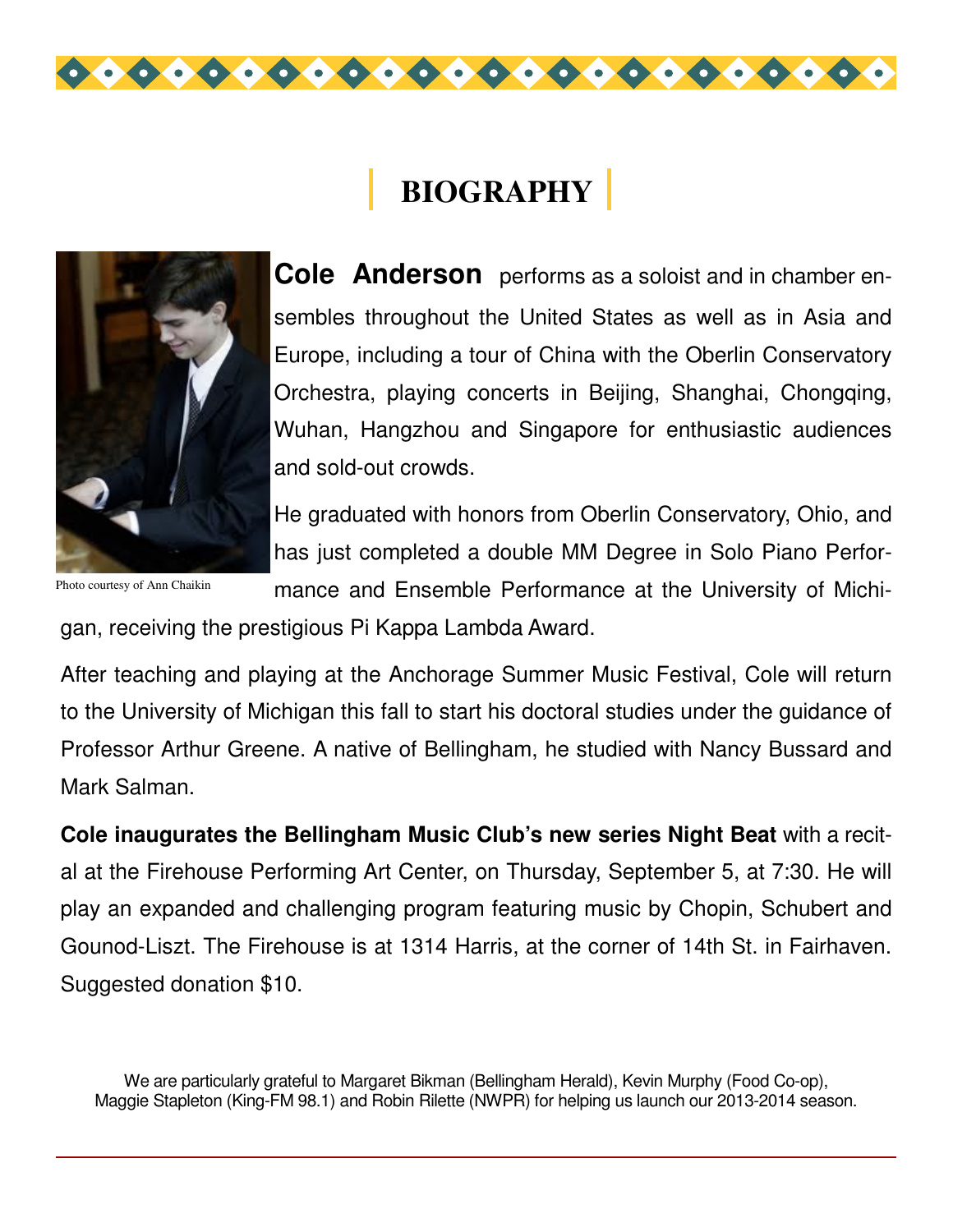# BIOGRAPHY

Photo courtesy of Ann Chaikin

**Cole Anderson** performs as a soloist and in chamber ensembles throughout the United States as well as in Asia and Europe, including a tour of China with the Oberlin Conservatory Orchestra, playing concerts in Beijing, Shanghai, Chongqing, Wuhan, Hangzhou and Singapore for enthusiastic audiences and sold-out crowds.

He graduated with honors from Oberlin Conservatory, Ohio, and has just completed a double MM Degree in Solo Piano Performance and Ensemble Performance at the University of Michigan, receiving the prestigious Pi Kappa Lambda Award.

After teaching and playing at the Anchorage Summer Music Festival, Cole will return to the University of Michigan this fall to start his doctoral studies under the guidance of Professor Arthur Greene. A native of Bellingham, he studied with Nancy Bussard and Mark Salman.

**Cole inaugurates the Bellingham Music Club's new series Night Beat** with a recital at the Firehouse Performing Art Center, on Thursday, September 5, at 7:30. He will play an expanded and challenging program featuring music by Chopin, Schubert and Gounod-Liszt. The Firehouse is at 1314 Harris, at the corner of 14th St. in Fairhaven. Suggested donation $10.

We are particularly grateful to Margaret Bikman (Bellingham Herald), Kevin Murphy (Food Co-op), Maggie Stapleton (King-FM 98.1) and Robin Rilette (NWPR) for helping us launch our 2013-2014 season.